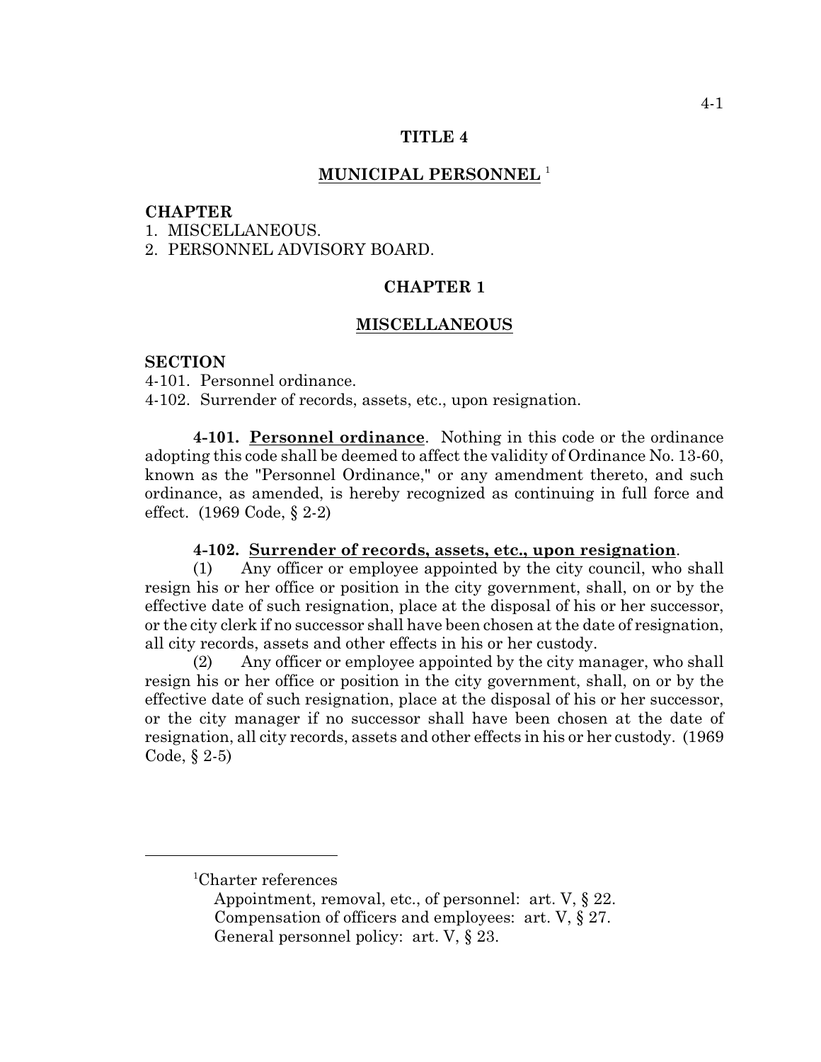# TITLE 4

## MUNICIPAL PERSONNEL [1]

**CHAPTER**

1. MISCELLANEOUS.
2. PERSONNEL ADVISORY BOARD.

## CHAPTER 1

## MISCELLANEOUS

**SECTION**

4-101. Personnel ordinance.
4-102. Surrender of records, assets, etc., upon resignation.

**4-101. Personnel ordinance**. Nothing in this code or the ordinance adopting this code shall be deemed to affect the validity of Ordinance No. 13-60, known as the "Personnel Ordinance," or any amendment thereto, and such ordinance, as amended, is hereby recognized as continuing in full force and effect. (1969 Code, § 2-2)

**4-102. Surrender of records, assets, etc., upon resignation**.

(1) Any officer or employee appointed by the city council, who shall resign his or her office or position in the city government, shall, on or by the effective date of such resignation, place at the disposal of his or her successor, or the city clerk if no successor shall have been chosen at the date of resignation, all city records, assets and other effects in his or her custody.

(2) Any officer or employee appointed by the city manager, who shall resign his or her office or position in the city government, shall, on or by the effective date of such resignation, place at the disposal of his or her successor, or the city manager if no successor shall have been chosen at the date of resignation, all city records, assets and other effects in his or her custody. (1969 Code, § 2-5)

---

[1] Charter references
Appointment, removal, etc., of personnel: art. V, § 22.
Compensation of officers and employees: art. V, § 27.
General personnel policy: art. V, § 23.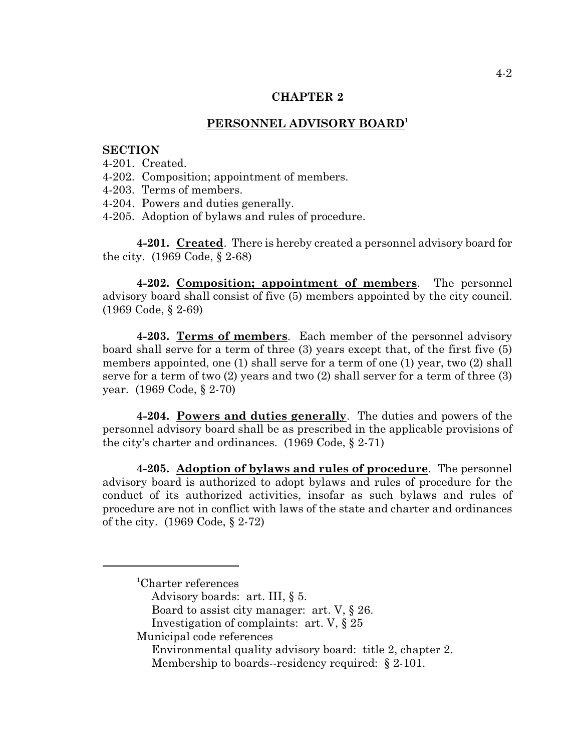# CHAPTER 2

## PERSONNEL ADVISORY BOARD[1]

**SECTION**

4-201. Created.
4-202. Composition; appointment of members.
4-203. Terms of members.
4-204. Powers and duties generally.
4-205. Adoption of bylaws and rules of procedure.

**4-201. Created**. There is hereby created a personnel advisory board for the city. (1969 Code, § 2-68)

**4-202. Composition; appointment of members**. The personnel advisory board shall consist of five (5) members appointed by the city council. (1969 Code, § 2-69)

**4-203. Terms of members**. Each member of the personnel advisory board shall serve for a term of three (3) years except that, of the first five (5) members appointed, one (1) shall serve for a term of one (1) year, two (2) shall serve for a term of two (2) years and two (2) shall server for a term of three (3) year. (1969 Code, § 2-70)

**4-204. Powers and duties generally**. The duties and powers of the personnel advisory board shall be as prescribed in the applicable provisions of the city's charter and ordinances. (1969 Code, § 2-71)

**4-205. Adoption of bylaws and rules of procedure**. The personnel advisory board is authorized to adopt bylaws and rules of procedure for the conduct of its authorized activities, insofar as such bylaws and rules of procedure are not in conflict with laws of the state and charter and ordinances of the city. (1969 Code, § 2-72)

---

[1]Charter references
Advisory boards: art. III, § 5.
Board to assist city manager: art. V, § 26.
Investigation of complaints: art. V, § 25
Municipal code references
Environmental quality advisory board: title 2, chapter 2.
Membership to boards--residency required: § 2-101.